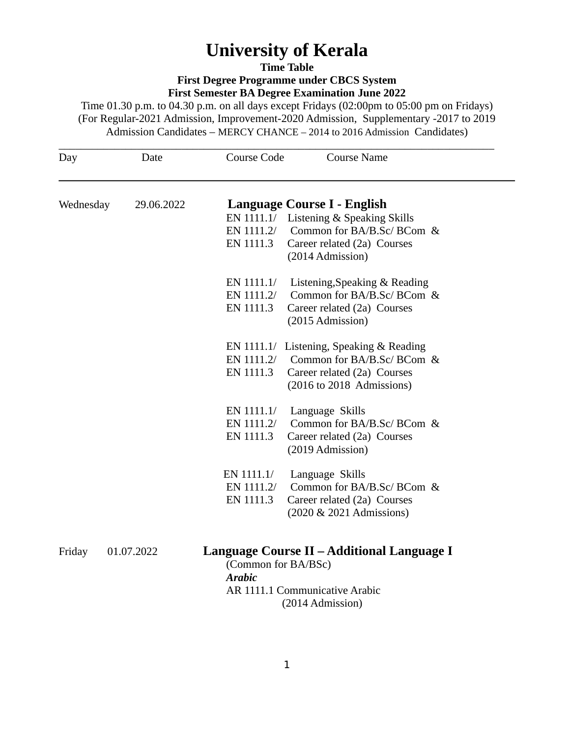# University of Kerala

**Time Table**

**First Degree Programme under CBCS System**

**First Semester BA Degree Examination June 2022**

Time 01.30 p.m. to 04.30 p.m. on all days except Fridays (02:00pm to 05:00 pm on Fridays)
(For Regular-2021 Admission, Improvement-2020 Admission, Supplementary -2017 to 2019 Admission Candidates – MERCY CHANCE – 2014 to 2016 Admission Candidates)

| Day | Date | Course Code | Course Name |
|---|---|---|---|
| Wednesday | 29.06.2022 | | **Language Course I - English** |
| | | EN 1111.1/ EN 1111.2/ EN 1111.3 | Listening & Speaking Skills Common for BA/B.Sc/ BCom & Career related (2a) Courses (2014 Admission) |
| | | EN 1111.1/ EN 1111.2/ EN 1111.3 | Listening,Speaking & Reading Common for BA/B.Sc/ BCom & Career related (2a) Courses (2015 Admission) |
| | | EN 1111.1/ EN 1111.2/ EN 1111.3 | Listening, Speaking & Reading Common for BA/B.Sc/ BCom & Career related (2a) Courses (2016 to 2018 Admissions) |
| | | EN 1111.1/ EN 1111.2/ EN 1111.3 | Language Skills Common for BA/B.Sc/ BCom & Career related (2a) Courses (2019 Admission) |
| | | EN 1111.1/ EN 1111.2/ EN 1111.3 | Language Skills Common for BA/B.Sc/ BCom & Career related (2a) Courses (2020 & 2021 Admissions) |
| Friday | 01.07.2022 | | **Language Course II – Additional Language I** (Common for BA/BSc) |
| | | | ***Arabic*** |
| | | AR 1111.1 | Communicative Arabic (2014 Admission) |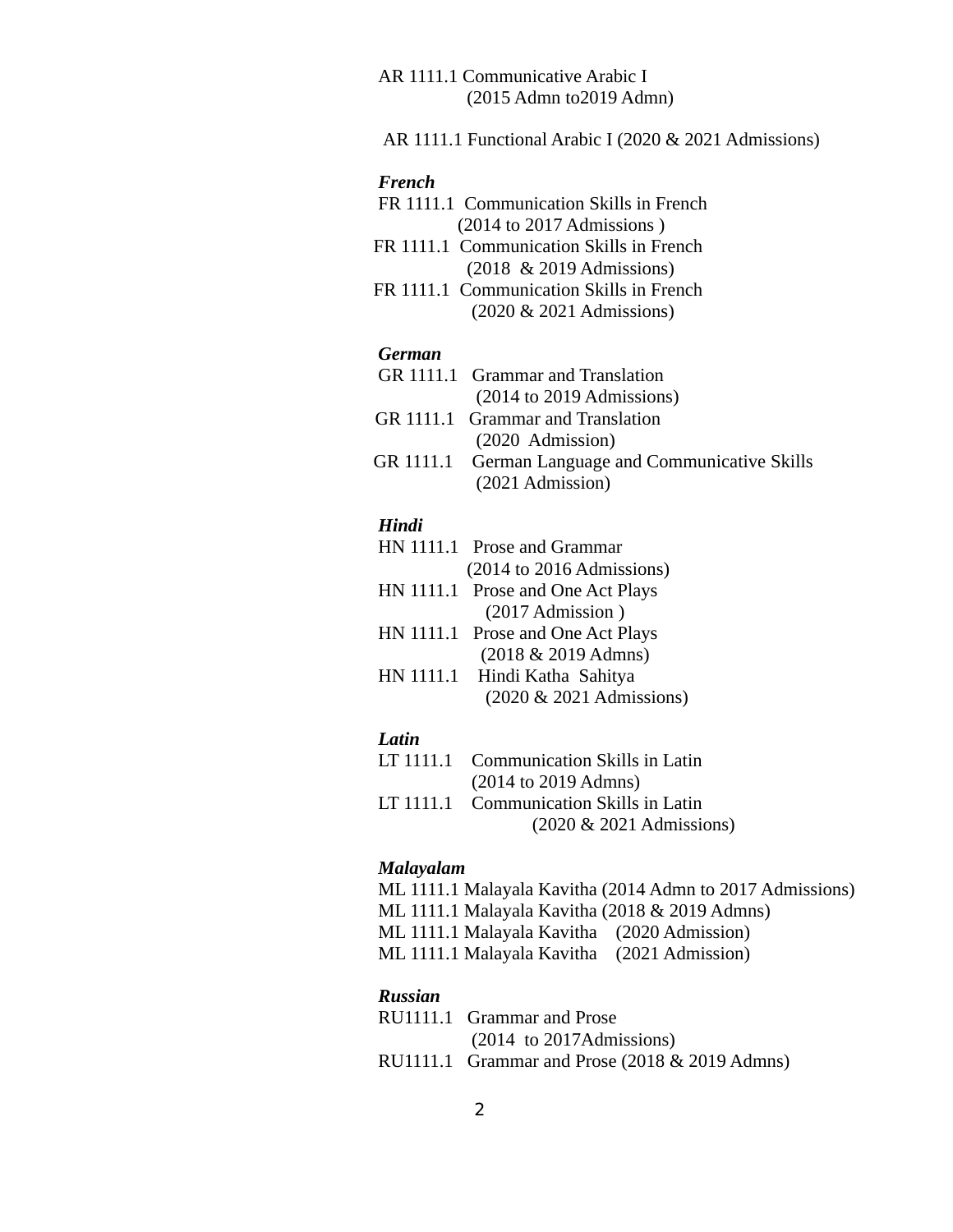AR 1111.1 Communicative Arabic I
(2015 Admn to2019 Admn)

AR 1111.1 Functional Arabic I (2020 & 2021 Admissions)

***French***

FR 1111.1 Communication Skills in French
(2014 to 2017 Admissions )

FR 1111.1 Communication Skills in French
(2018 & 2019 Admissions)

FR 1111.1 Communication Skills in French
(2020 & 2021 Admissions)

***German***

GR 1111.1 Grammar and Translation
(2014 to 2019 Admissions)

GR 1111.1 Grammar and Translation
(2020 Admission)

GR 1111.1 German Language and Communicative Skills
(2021 Admission)

***Hindi***

HN 1111.1 Prose and Grammar
(2014 to 2016 Admissions)

HN 1111.1 Prose and One Act Plays
(2017 Admission )

HN 1111.1 Prose and One Act Plays
(2018 & 2019 Admns)

HN 1111.1 Hindi Katha Sahitya
(2020 & 2021 Admissions)

***Latin***

LT 1111.1 Communication Skills in Latin
(2014 to 2019 Admns)

LT 1111.1 Communication Skills in Latin
(2020 & 2021 Admissions)

***Malayalam***

ML 1111.1 Malayala Kavitha (2014 Admn to 2017 Admissions)

ML 1111.1 Malayala Kavitha (2018 & 2019 Admns)

ML 1111.1 Malayala Kavitha (2020 Admission)

ML 1111.1 Malayala Kavitha (2021 Admission)

***Russian***

RU1111.1 Grammar and Prose
(2014 to 2017Admissions)

RU1111.1 Grammar and Prose (2018 & 2019 Admns)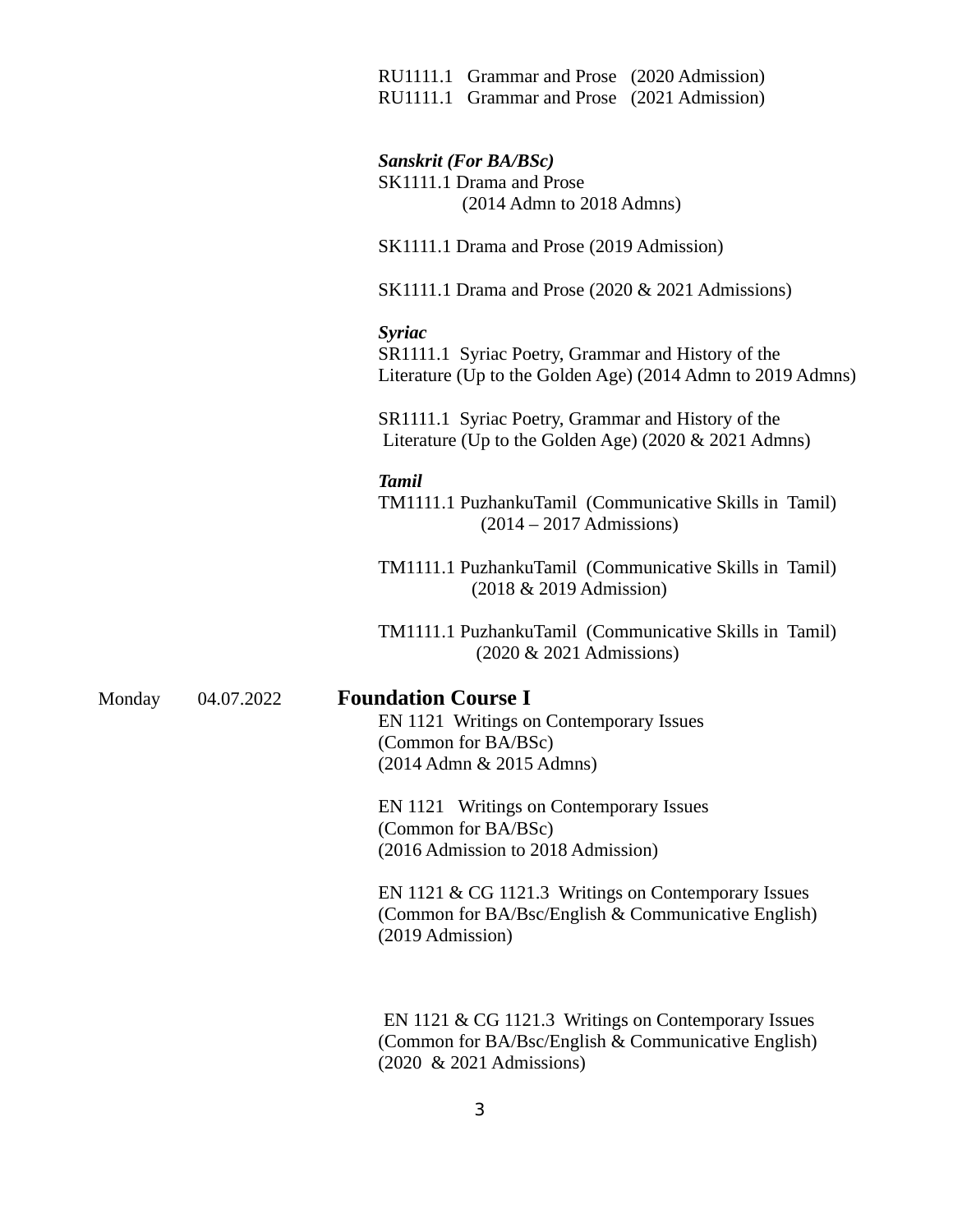RU1111.1 Grammar and Prose (2020 Admission)
RU1111.1 Grammar and Prose (2021 Admission)

***Sanskrit (For BA/BSc)***
SK1111.1 Drama and Prose
(2014 Admn to 2018 Admns)

SK1111.1 Drama and Prose (2019 Admission)

SK1111.1 Drama and Prose (2020 & 2021 Admissions)

***Syriac***
SR1111.1 Syriac Poetry, Grammar and History of the Literature (Up to the Golden Age) (2014 Admn to 2019 Admns)

SR1111.1 Syriac Poetry, Grammar and History of the Literature (Up to the Golden Age) (2020 & 2021 Admns)

***Tamil***
TM1111.1 PuzhankuTamil (Communicative Skills in Tamil)
(2014 – 2017 Admissions)

TM1111.1 PuzhankuTamil (Communicative Skills in Tamil)
(2018 & 2019 Admission)

TM1111.1 PuzhankuTamil (Communicative Skills in Tamil)
(2020 & 2021 Admissions)

Monday 04.07.2022 **Foundation Course I**

EN 1121 Writings on Contemporary Issues
(Common for BA/BSc)
(2014 Admn & 2015 Admns)

EN 1121 Writings on Contemporary Issues
(Common for BA/BSc)
(2016 Admission to 2018 Admission)

EN 1121 & CG 1121.3 Writings on Contemporary Issues
(Common for BA/Bsc/English & Communicative English)
(2019 Admission)

EN 1121 & CG 1121.3 Writings on Contemporary Issues
(Common for BA/Bsc/English & Communicative English)
(2020 & 2021 Admissions)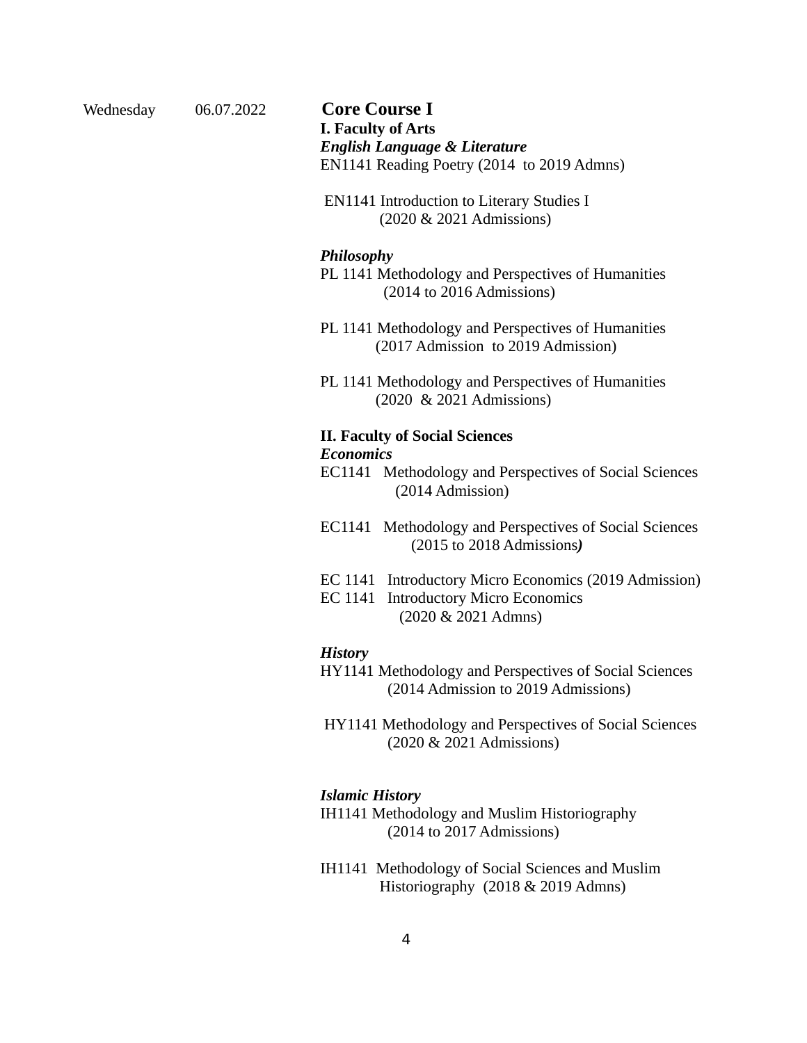Wednesday 06.07.2022

**Core Course I**

**I. Faculty of Arts**

***English Language & Literature***

EN1141 Reading Poetry (2014 to 2019 Admns)

EN1141 Introduction to Literary Studies I (2020 & 2021 Admissions)

***Philosophy***

PL 1141 Methodology and Perspectives of Humanities (2014 to 2016 Admissions)

PL 1141 Methodology and Perspectives of Humanities (2017 Admission to 2019 Admission)

PL 1141 Methodology and Perspectives of Humanities (2020 & 2021 Admissions)

**II. Faculty of Social Sciences**

***Economics***

EC1141 Methodology and Perspectives of Social Sciences (2014 Admission)

EC1141 Methodology and Perspectives of Social Sciences (2015 to 2018 Admissions*)*

EC 1141 Introductory Micro Economics (2019 Admission)

EC 1141 Introductory Micro Economics (2020 & 2021 Admns)

***History***

HY1141 Methodology and Perspectives of Social Sciences (2014 Admission to 2019 Admissions)

HY1141 Methodology and Perspectives of Social Sciences (2020 & 2021 Admissions)

***Islamic History***

IH1141 Methodology and Muslim Historiography (2014 to 2017 Admissions)

IH1141 Methodology of Social Sciences and Muslim Historiography (2018 & 2019 Admns)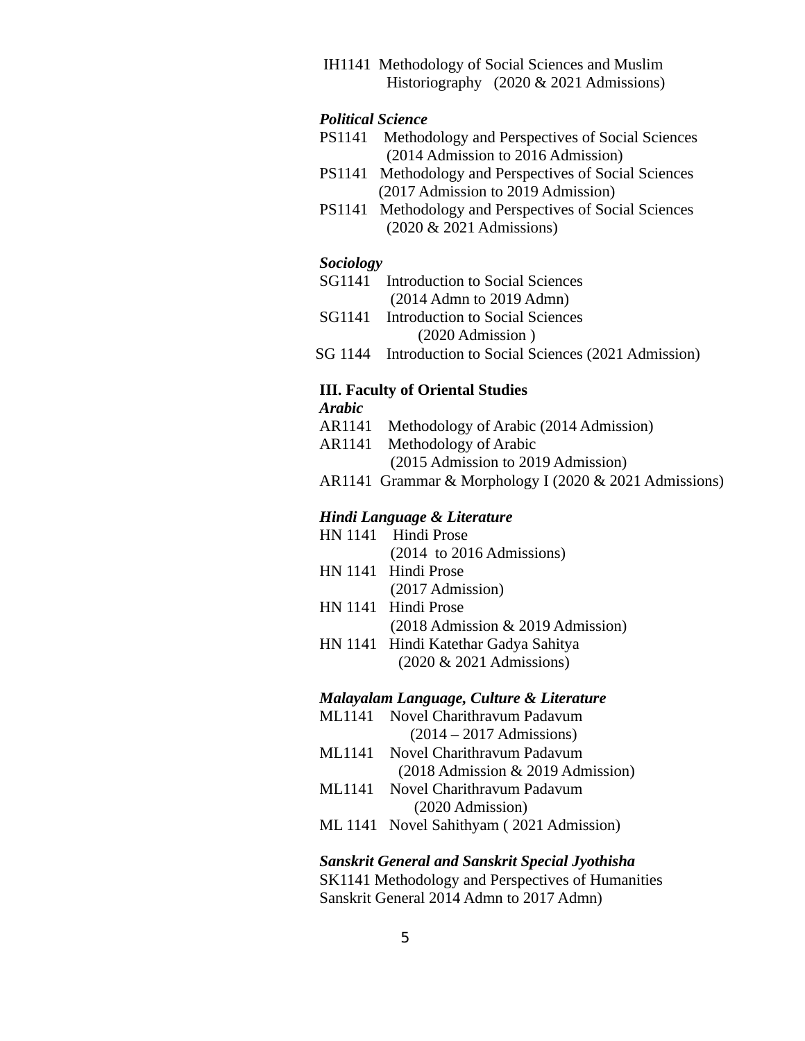IH1141 Methodology of Social Sciences and Muslim Historiography (2020 & 2021 Admissions)

*Political Science*

PS1141 Methodology and Perspectives of Social Sciences (2014 Admission to 2016 Admission)

PS1141 Methodology and Perspectives of Social Sciences (2017 Admission to 2019 Admission)

PS1141 Methodology and Perspectives of Social Sciences (2020 & 2021 Admissions)

*Sociology*

SG1141 Introduction to Social Sciences (2014 Admn to 2019 Admn)

SG1141 Introduction to Social Sciences (2020 Admission )

SG 1144 Introduction to Social Sciences (2021 Admission)

**III. Faculty of Oriental Studies**

*Arabic*

AR1141 Methodology of Arabic (2014 Admission)

AR1141 Methodology of Arabic (2015 Admission to 2019 Admission)

AR1141 Grammar & Morphology I (2020 & 2021 Admissions)

*Hindi Language & Literature*

HN 1141 Hindi Prose (2014 to 2016 Admissions)

HN 1141 Hindi Prose (2017 Admission)

HN 1141 Hindi Prose (2018 Admission & 2019 Admission)

HN 1141 Hindi Katethar Gadya Sahitya (2020 & 2021 Admissions)

*Malayalam Language, Culture & Literature*

ML1141 Novel Charithravum Padavum (2014 – 2017 Admissions)

ML1141 Novel Charithravum Padavum (2018 Admission & 2019 Admission)

ML1141 Novel Charithravum Padavum (2020 Admission)

ML 1141 Novel Sahithyam ( 2021 Admission)

*Sanskrit General and Sanskrit Special Jyothisha*

SK1141 Methodology and Perspectives of Humanities Sanskrit General 2014 Admn to 2017 Admn)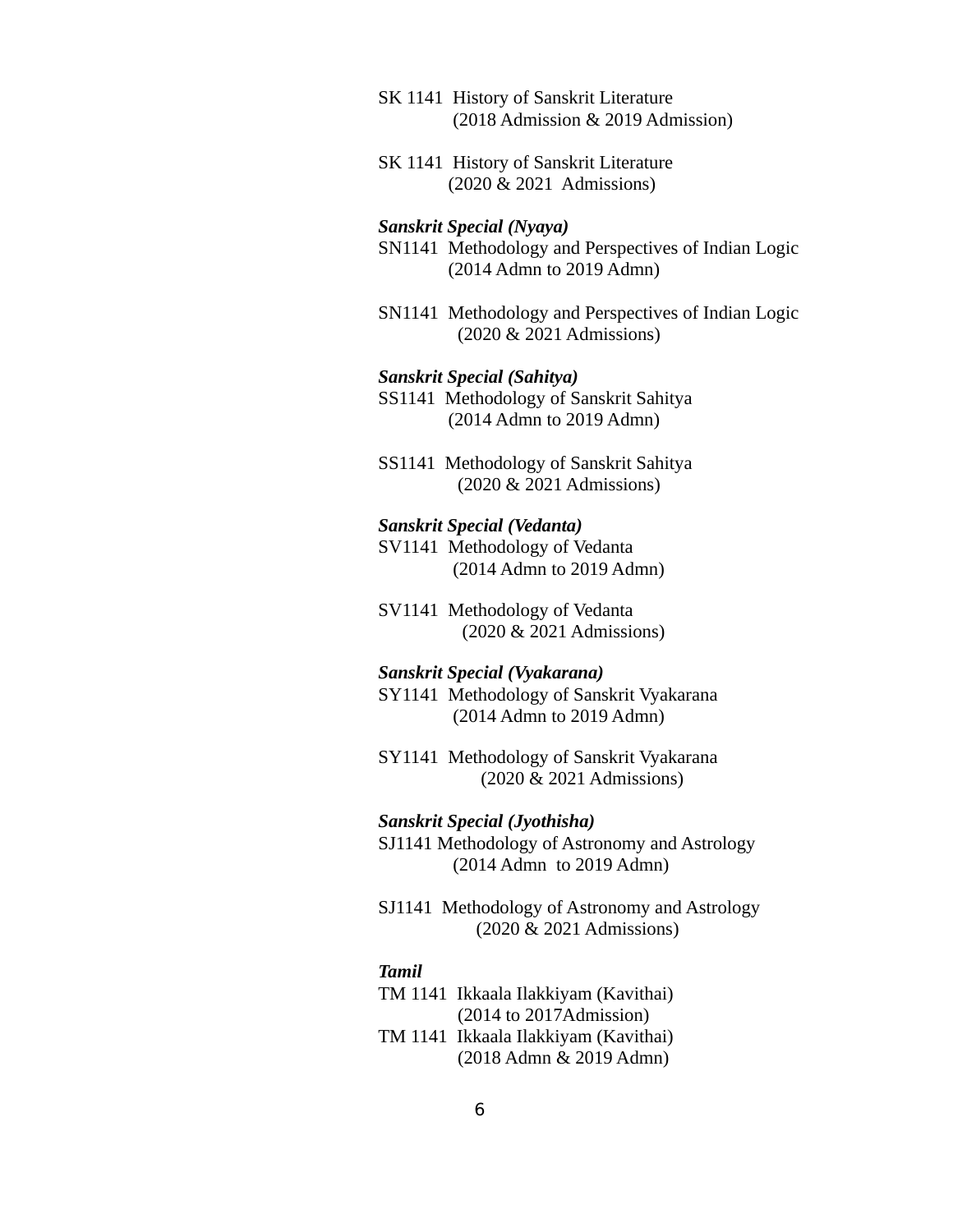SK 1141 History of Sanskrit Literature
(2018 Admission & 2019 Admission)

SK 1141 History of Sanskrit Literature
(2020 & 2021 Admissions)

***Sanskrit Special (Nyaya)***

SN1141 Methodology and Perspectives of Indian Logic
(2014 Admn to 2019 Admn)

SN1141 Methodology and Perspectives of Indian Logic
(2020 & 2021 Admissions)

***Sanskrit Special (Sahitya)***

SS1141 Methodology of Sanskrit Sahitya
(2014 Admn to 2019 Admn)

SS1141 Methodology of Sanskrit Sahitya
(2020 & 2021 Admissions)

***Sanskrit Special (Vedanta)***

SV1141 Methodology of Vedanta
(2014 Admn to 2019 Admn)

SV1141 Methodology of Vedanta
(2020 & 2021 Admissions)

***Sanskrit Special (Vyakarana)***

SY1141 Methodology of Sanskrit Vyakarana
(2014 Admn to 2019 Admn)

SY1141 Methodology of Sanskrit Vyakarana
(2020 & 2021 Admissions)

***Sanskrit Special (Jyothisha)***

SJ1141 Methodology of Astronomy and Astrology
(2014 Admn to 2019 Admn)

SJ1141 Methodology of Astronomy and Astrology
(2020 & 2021 Admissions)

***Tamil***

TM 1141 Ikkaala Ilakkiyam (Kavithai)
(2014 to 2017Admission)

TM 1141 Ikkaala Ilakkiyam (Kavithai)
(2018 Admn & 2019 Admn)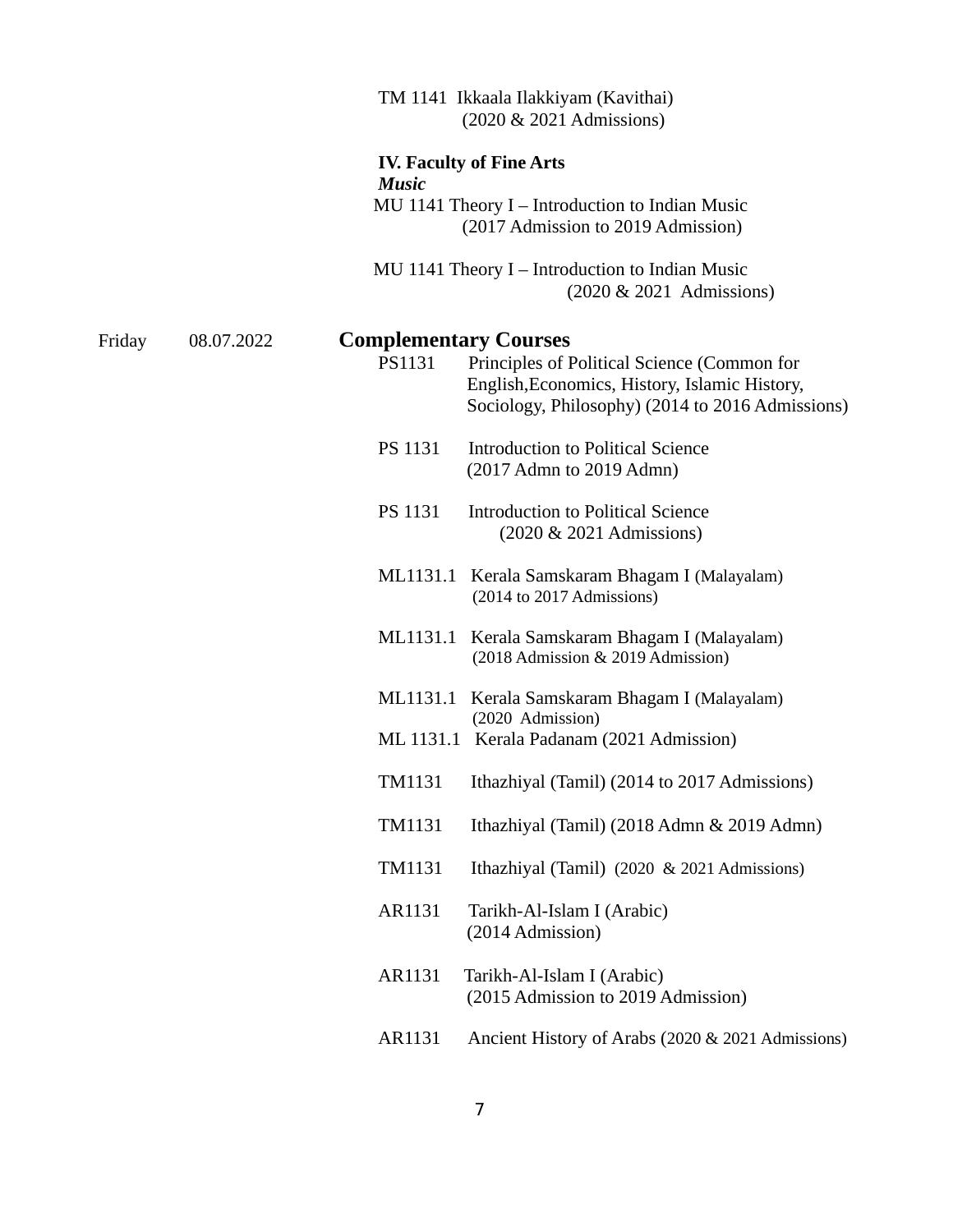TM 1141 Ikkaala Ilakkiyam (Kavithai)
(2020 & 2021 Admissions)

**IV. Faculty of Fine Arts**

***Music***

MU 1141 Theory I – Introduction to Indian Music
(2017 Admission to 2019 Admission)

MU 1141 Theory I – Introduction to Indian Music
(2020 & 2021 Admissions)

Friday 08.07.2022

**Complementary Courses**

PS1131 Principles of Political Science (Common for English,Economics, History, Islamic History, Sociology, Philosophy) (2014 to 2016 Admissions)

PS 1131 Introduction to Political Science
(2017 Admn to 2019 Admn)

PS 1131 Introduction to Political Science
(2020 & 2021 Admissions)

ML1131.1 Kerala Samskaram Bhagam I (Malayalam)
(2014 to 2017 Admissions)

ML1131.1 Kerala Samskaram Bhagam I (Malayalam)
(2018 Admission & 2019 Admission)

ML1131.1 Kerala Samskaram Bhagam I (Malayalam)
(2020 Admission)

ML 1131.1 Kerala Padanam (2021 Admission)

TM1131 Ithazhiyal (Tamil) (2014 to 2017 Admissions)

TM1131 Ithazhiyal (Tamil) (2018 Admn & 2019 Admn)

TM1131 Ithazhiyal (Tamil) (2020 & 2021 Admissions)

AR1131 Tarikh-Al-Islam I (Arabic)
(2014 Admission)

AR1131 Tarikh-Al-Islam I (Arabic)
(2015 Admission to 2019 Admission)

AR1131 Ancient History of Arabs (2020 & 2021 Admissions)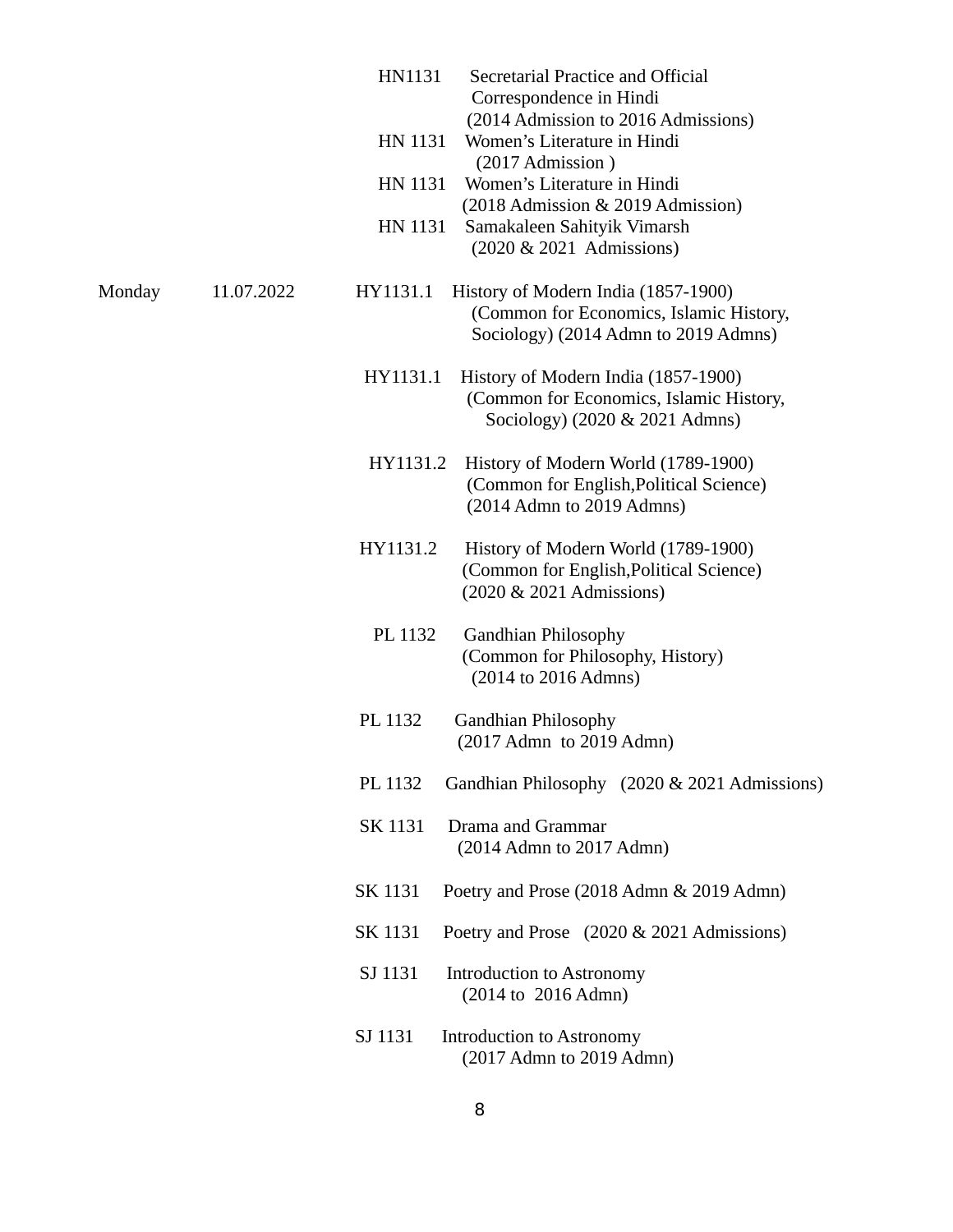| Day | Date | Code | Course |
|---|---|---|---|
| | | HN1131 | Secretarial Practice and Official Correspondence in Hindi (2014 Admission to 2016 Admissions) |
| | | HN 1131 | Women's Literature in Hindi (2017 Admission ) |
| | | HN 1131 | Women's Literature in Hindi (2018 Admission & 2019 Admission) |
| | | HN 1131 | Samakaleen Sahityik Vimarsh (2020 & 2021 Admissions) |
| Monday | 11.07.2022 | HY1131.1 | History of Modern India (1857-1900) (Common for Economics, Islamic History, Sociology) (2014 Admn to 2019 Admns) |
| | | HY1131.1 | History of Modern India (1857-1900) (Common for Economics, Islamic History, Sociology) (2020 & 2021 Admns) |
| | | HY1131.2 | History of Modern World (1789-1900) (Common for English,Political Science) (2014 Admn to 2019 Admns) |
| | | HY1131.2 | History of Modern World (1789-1900) (Common for English,Political Science) (2020 & 2021 Admissions) |
| | | PL 1132 | Gandhian Philosophy (Common for Philosophy, History) (2014 to 2016 Admns) |
| | | PL 1132 | Gandhian Philosophy (2017 Admn to 2019 Admn) |
| | | PL 1132 | Gandhian Philosophy (2020 & 2021 Admissions) |
| | | SK 1131 | Drama and Grammar (2014 Admn to 2017 Admn) |
| | | SK 1131 | Poetry and Prose (2018 Admn & 2019 Admn) |
| | | SK 1131 | Poetry and Prose (2020 & 2021 Admissions) |
| | | SJ 1131 | Introduction to Astronomy (2014 to 2016 Admn) |
| | | SJ 1131 | Introduction to Astronomy (2017 Admn to 2019 Admn) |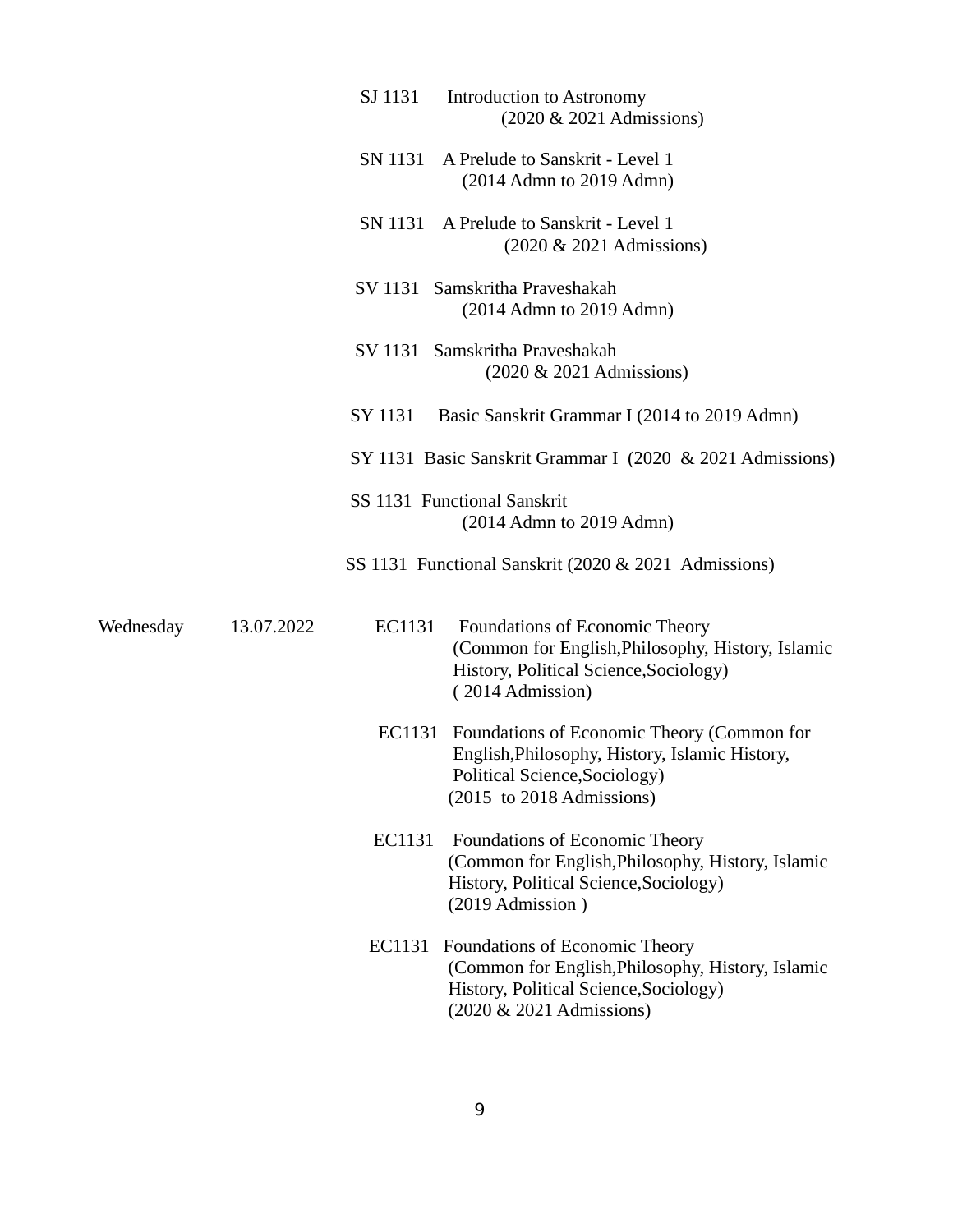| Day | Date | Course |
|---|---|---|
| | | SJ 1131 Introduction to Astronomy (2020 & 2021 Admissions) |
| | | SN 1131 A Prelude to Sanskrit - Level 1 (2014 Admn to 2019 Admn) |
| | | SN 1131 A Prelude to Sanskrit - Level 1 (2020 & 2021 Admissions) |
| | | SV 1131 Samskritha Praveshakah (2014 Admn to 2019 Admn) |
| | | SV 1131 Samskritha Praveshakah (2020 & 2021 Admissions) |
| | | SY 1131 Basic Sanskrit Grammar I (2014 to 2019 Admn) |
| | | SY 1131 Basic Sanskrit Grammar I (2020 & 2021 Admissions) |
| | | SS 1131 Functional Sanskrit (2014 Admn to 2019 Admn) |
| | | SS 1131 Functional Sanskrit (2020 & 2021 Admissions) |
| Wednesday | 13.07.2022 | EC1131 Foundations of Economic Theory (Common for English,Philosophy, History, Islamic History, Political Science,Sociology) ( 2014 Admission) |
| | | EC1131 Foundations of Economic Theory (Common for English,Philosophy, History, Islamic History, Political Science,Sociology) (2015 to 2018 Admissions) |
| | | EC1131 Foundations of Economic Theory (Common for English,Philosophy, History, Islamic History, Political Science,Sociology) (2019 Admission ) |
| | | EC1131 Foundations of Economic Theory (Common for English,Philosophy, History, Islamic History, Political Science,Sociology) (2020 & 2021 Admissions) |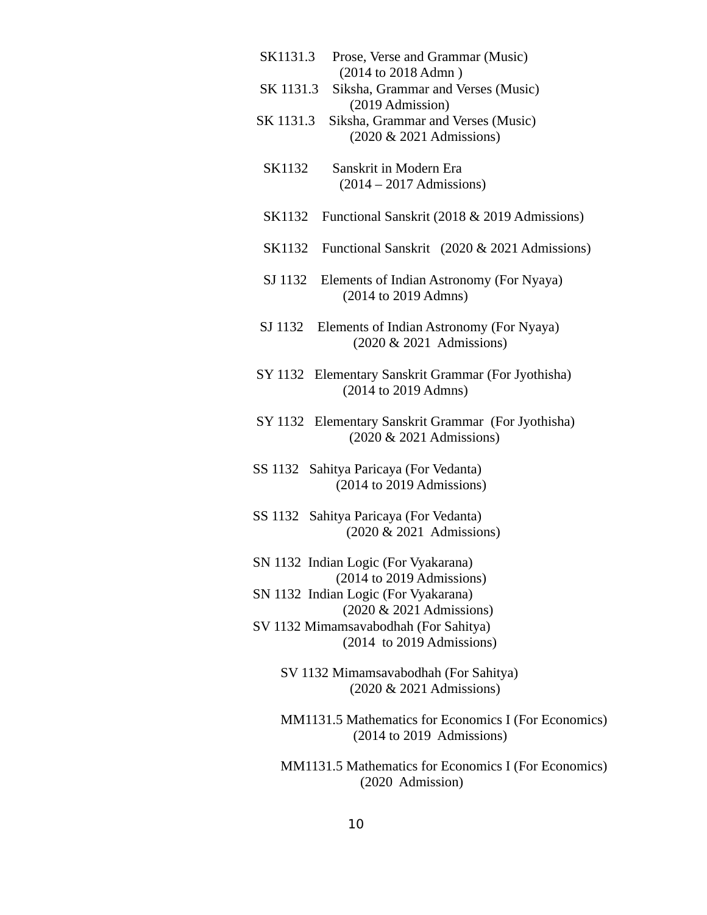SK1131.3 Prose, Verse and Grammar (Music)
(2014 to 2018 Admn )

SK 1131.3 Siksha, Grammar and Verses (Music)
(2019 Admission)

SK 1131.3 Siksha, Grammar and Verses (Music)
(2020 & 2021 Admissions)

SK1132 Sanskrit in Modern Era
(2014 – 2017 Admissions)

SK1132 Functional Sanskrit (2018 & 2019 Admissions)

SK1132 Functional Sanskrit (2020 & 2021 Admissions)

SJ 1132 Elements of Indian Astronomy (For Nyaya)
(2014 to 2019 Admns)

SJ 1132 Elements of Indian Astronomy (For Nyaya)
(2020 & 2021 Admissions)

SY 1132 Elementary Sanskrit Grammar (For Jyothisha)
(2014 to 2019 Admns)

SY 1132 Elementary Sanskrit Grammar (For Jyothisha)
(2020 & 2021 Admissions)

SS 1132 Sahitya Paricaya (For Vedanta)
(2014 to 2019 Admissions)

SS 1132 Sahitya Paricaya (For Vedanta)
(2020 & 2021 Admissions)

SN 1132 Indian Logic (For Vyakarana)
(2014 to 2019 Admissions)

SN 1132 Indian Logic (For Vyakarana)
(2020 & 2021 Admissions)

SV 1132 Mimamsavabodhah (For Sahitya)
(2014 to 2019 Admissions)

SV 1132 Mimamsavabodhah (For Sahitya)
(2020 & 2021 Admissions)

MM1131.5 Mathematics for Economics I (For Economics)
(2014 to 2019 Admissions)

MM1131.5 Mathematics for Economics I (For Economics)
(2020 Admission)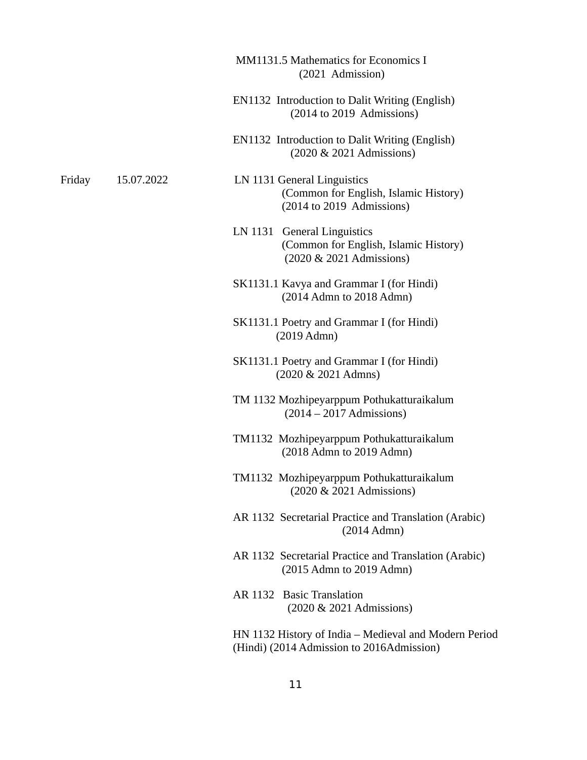| Day | Date | Subject |
|---|---|---|
| | | MM1131.5 Mathematics for Economics I (2021 Admission) |
| | | EN1132 Introduction to Dalit Writing (English) (2014 to 2019 Admissions) |
| | | EN1132 Introduction to Dalit Writing (English) (2020 & 2021 Admissions) |
| Friday | 15.07.2022 | LN 1131 General Linguistics (Common for English, Islamic History) (2014 to 2019 Admissions) |
| | | LN 1131 General Linguistics (Common for English, Islamic History) (2020 & 2021 Admissions) |
| | | SK1131.1 Kavya and Grammar I (for Hindi) (2014 Admn to 2018 Admn) |
| | | SK1131.1 Poetry and Grammar I (for Hindi) (2019 Admn) |
| | | SK1131.1 Poetry and Grammar I (for Hindi) (2020 & 2021 Admns) |
| | | TM 1132 Mozhipeyarppum Pothukatturaikalum (2014 – 2017 Admissions) |
| | | TM1132 Mozhipeyarppum Pothukatturaikalum (2018 Admn to 2019 Admn) |
| | | TM1132 Mozhipeyarppum Pothukatturaikalum (2020 & 2021 Admissions) |
| | | AR 1132 Secretarial Practice and Translation (Arabic) (2014 Admn) |
| | | AR 1132 Secretarial Practice and Translation (Arabic) (2015 Admn to 2019 Admn) |
| | | AR 1132 Basic Translation (2020 & 2021 Admissions) |
| | | HN 1132 History of India – Medieval and Modern Period (Hindi) (2014 Admission to 2016Admission) |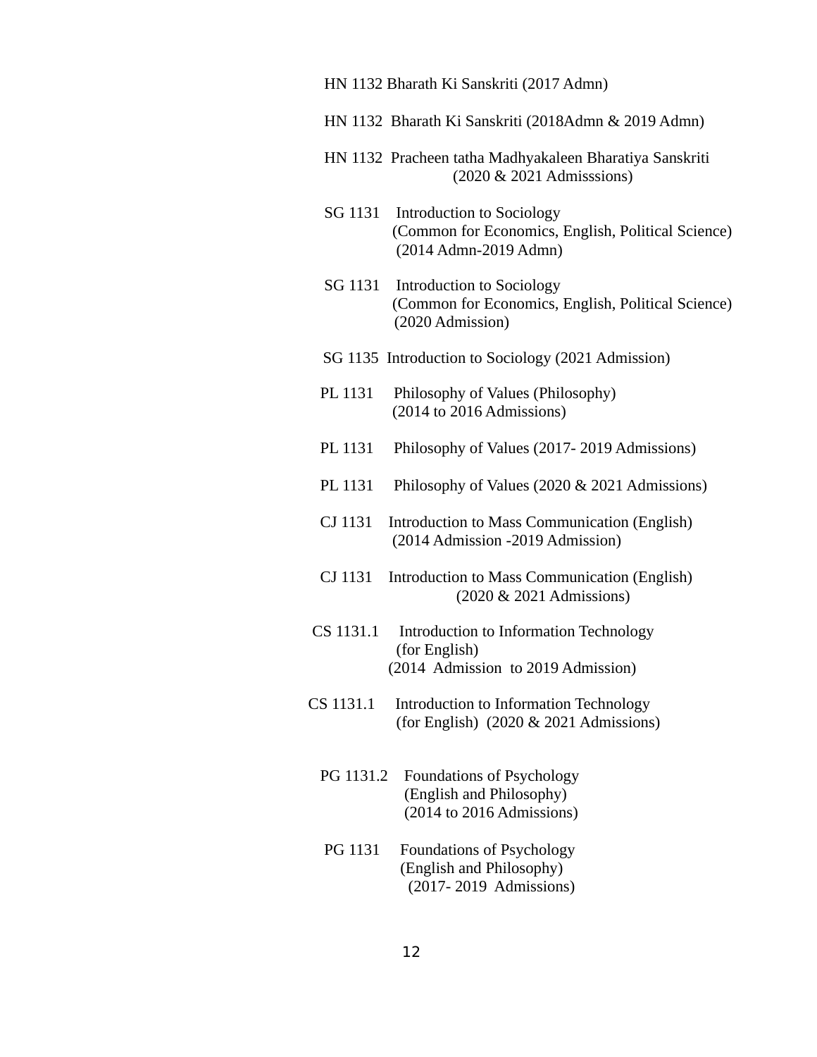HN 1132 Bharath Ki Sanskriti (2017 Admn)

HN 1132 Bharath Ki Sanskriti (2018Admn & 2019 Admn)

HN 1132 Pracheen tatha Madhyakaleen Bharatiya Sanskriti
(2020 & 2021 Admisssions)

SG 1131 Introduction to Sociology
(Common for Economics, English, Political Science)
(2014 Admn-2019 Admn)

SG 1131 Introduction to Sociology
(Common for Economics, English, Political Science)
(2020 Admission)

SG 1135 Introduction to Sociology (2021 Admission)

PL 1131 Philosophy of Values (Philosophy)
(2014 to 2016 Admissions)

PL 1131 Philosophy of Values (2017- 2019 Admissions)

PL 1131 Philosophy of Values (2020 & 2021 Admissions)

CJ 1131 Introduction to Mass Communication (English)
(2014 Admission -2019 Admission)

CJ 1131 Introduction to Mass Communication (English)
(2020 & 2021 Admissions)

CS 1131.1 Introduction to Information Technology
(for English)
(2014 Admission to 2019 Admission)

CS 1131.1 Introduction to Information Technology
(for English) (2020 & 2021 Admissions)

PG 1131.2 Foundations of Psychology
(English and Philosophy)
(2014 to 2016 Admissions)

PG 1131 Foundations of Psychology
(English and Philosophy)
(2017- 2019 Admissions)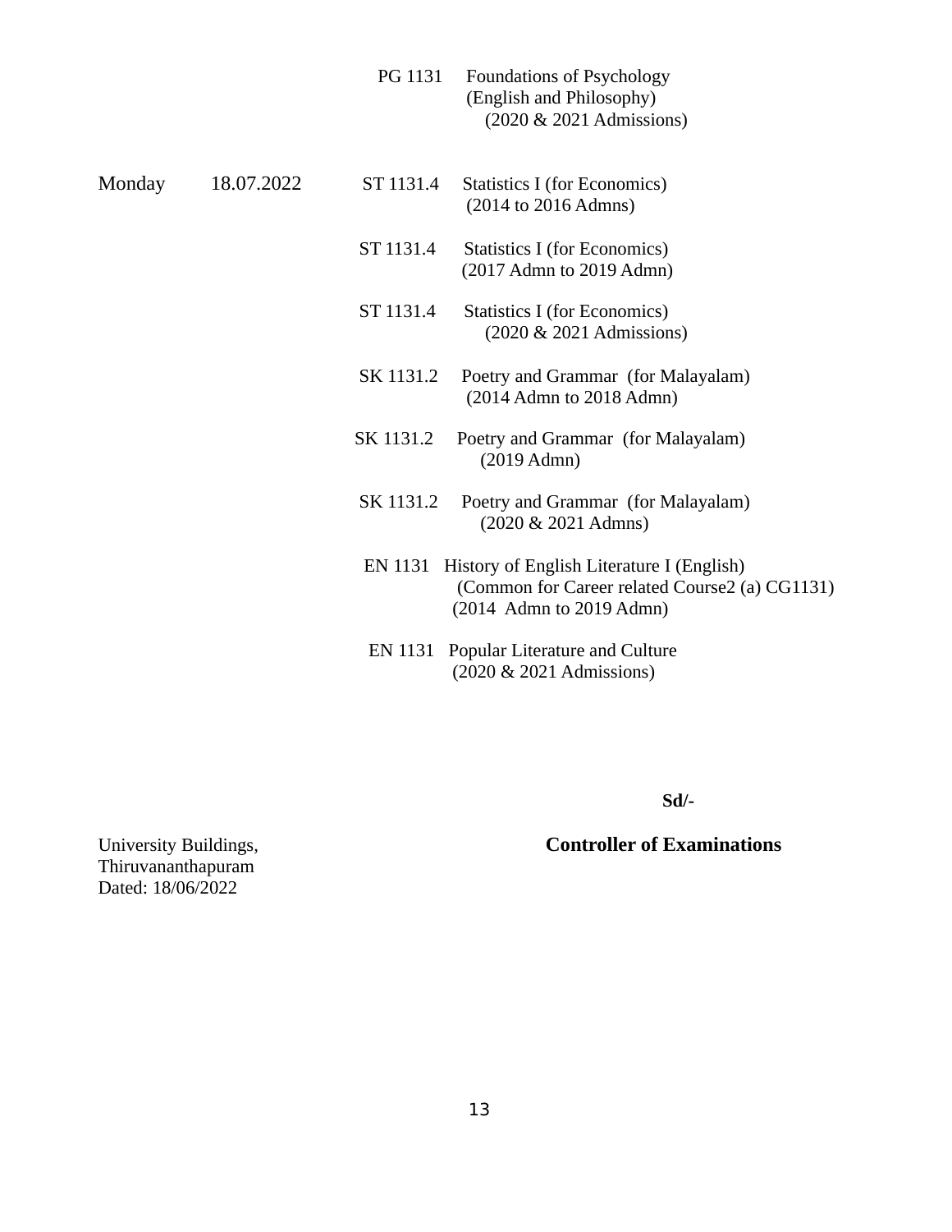| | | | |
|---|---|---|---|
| | | PG 1131 | Foundations of Psychology (English and Philosophy) (2020 & 2021 Admissions) |
| Monday | 18.07.2022 | ST 1131.4 | Statistics I (for Economics) (2014 to 2016 Admns) |
| | | ST 1131.4 | Statistics I (for Economics) (2017 Admn to 2019 Admn) |
| | | ST 1131.4 | Statistics I (for Economics) (2020 & 2021 Admissions) |
| | | SK 1131.2 | Poetry and Grammar (for Malayalam) (2014 Admn to 2018 Admn) |
| | | SK 1131.2 | Poetry and Grammar (for Malayalam) (2019 Admn) |
| | | SK 1131.2 | Poetry and Grammar (for Malayalam) (2020 & 2021 Admns) |
| | | EN 1131 | History of English Literature I (English) (Common for Career related Course2 (a) CG1131) (2014 Admn to 2019 Admn) |
| | | EN 1131 | Popular Literature and Culture (2020 & 2021 Admissions) |

**Sd/-**

**Controller of Examinations**

University Buildings,
Thiruvananthapuram
Dated: 18/06/2022